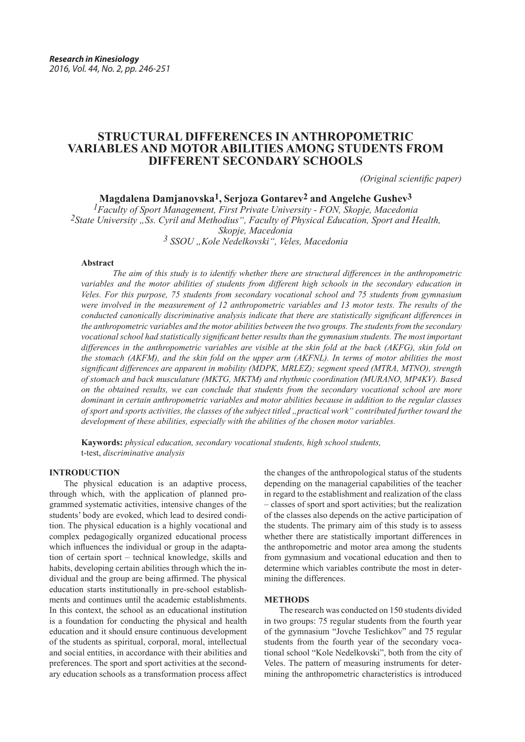# STRUCTURAL DIFFERENCES IN ANTHROPOMETRIC VARIABLES AND MOTOR ABILITIES AMONG STUDENTS FROM DIFFERENT SECONDARY SCHOOLS

*(Original scientific paper)*

**Magdalena Damjanovska[1], Serjoza Gontarev[2] and Angelche Gushev[3]**

[1]*Faculty of Sport Management, First Private University - FON, Skopje, Macedonia*
[2]*State University „Ss. Cyril and Methodius", Faculty of Physical Education, Sport and Health, Skopje, Macedonia*
[3] *SSOU „Kole Nedelkovski", Veles, Macedonia*

**Abstract**

*The aim of this study is to identify whether there are structural differences in the anthropometric variables and the motor abilities of students from different high schools in the secondary education in Veles. For this purpose, 75 students from secondary vocational school and 75 students from gymnasium were involved in the measurement of 12 anthropometric variables and 13 motor tests. The results of the conducted canonically discriminative analysis indicate that there are statistically significant differences in the anthropometric variables and the motor abilities between the two groups. The students from the secondary vocational school had statistically significant better results than the gymnasium students. The most important differences in the anthropometric variables are visible at the skin fold at the back (AKFG), skin fold on the stomach (AKFM), and the skin fold on the upper arm (AKFNL). In terms of motor abilities the most significant differences are apparent in mobility (MDPK, MRLEZ); segment speed (MTRA, MTNO), strength of stomach and back musculature (MKTG, MKTM) and rhythmic coordination (MURANO, MP4KV). Based on the obtained results, we can conclude that students from the secondary vocational school are more dominant in certain anthropometric variables and motor abilities because in addition to the regular classes of sport and sports activities, the classes of the subject titled „practical work" contributed further toward the development of these abilities, especially with the abilities of the chosen motor variables.*

**Kaywords:** *physical education, secondary vocational students, high school students,* t-test, *discriminative analysis*

## INTRODUCTION

The physical education is an adaptive process, through which, with the application of planned programmed systematic activities, intensive changes of the students' body are evoked, which lead to desired condition. The physical education is a highly vocational and complex pedagogically organized educational process which influences the individual or group in the adaptation of certain sport – technical knowledge, skills and habits, developing certain abilities through which the individual and the group are being affirmed. The physical education starts institutionally in pre-school establishments and continues until the academic establishments. In this context, the school as an educational institution is a foundation for conducting the physical and health education and it should ensure continuous development of the students as spiritual, corporal, moral, intellectual and social entities, in accordance with their abilities and preferences. The sport and sport activities at the secondary education schools as a transformation process affect the changes of the anthropological status of the students depending on the managerial capabilities of the teacher in regard to the establishment and realization of the class – classes of sport and sport activities; but the realization of the classes also depends on the active participation of the students. The primary aim of this study is to assess whether there are statistically important differences in the anthropometric and motor area among the students from gymnasium and vocational education and then to determine which variables contribute the most in determining the differences.

## METHODS

The research was conducted on 150 students divided in two groups: 75 regular students from the fourth year of the gymnasium "Jovche Teslichkov" and 75 regular students from the fourth year of the secondary vocational school "Kole Nedelkovski", both from the city of Veles. The pattern of measuring instruments for determining the anthropometric characteristics is introduced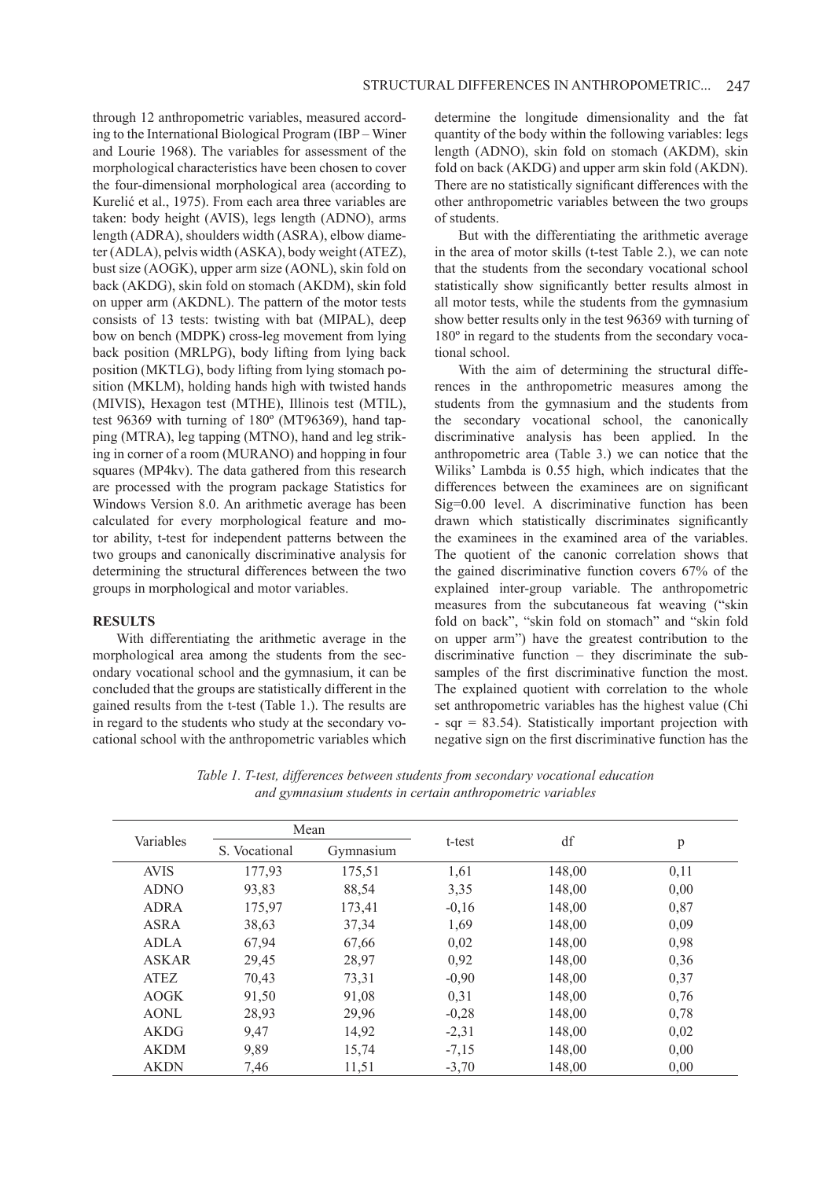through 12 anthropometric variables, measured according to the International Biological Program (IBP – Winer and Lourie 1968). The variables for assessment of the morphological characteristics have been chosen to cover the four-dimensional morphological area (according to Kurelić et al., 1975). From each area three variables are taken: body height (AVIS), legs length (ADNO), arms length (ADRA), shoulders width (ASRA), elbow diameter (ADLA), pelvis width (ASKA), body weight (ATEZ), bust size (AOGK), upper arm size (AONL), skin fold on back (AKDG), skin fold on stomach (AKDM), skin fold on upper arm (AKDNL). The pattern of the motor tests consists of 13 tests: twisting with bat (MIPAL), deep bow on bench (MDPK) cross-leg movement from lying back position (MRLPG), body lifting from lying back position (MKTLG), body lifting from lying stomach position (MKLM), holding hands high with twisted hands (MIVIS), Hexagon test (MTHE), Illinois test (MTIL), test 96369 with turning of 180º (MT96369), hand tapping (MTRA), leg tapping (MTNO), hand and leg striking in corner of a room (MURANO) and hopping in four squares (MP4kv). The data gathered from this research are processed with the program package Statistics for Windows Version 8.0. An arithmetic average has been calculated for every morphological feature and motor ability, t-test for independent patterns between the two groups and canonically discriminative analysis for determining the structural differences between the two groups in morphological and motor variables.

## RESULTS

With differentiating the arithmetic average in the morphological area among the students from the secondary vocational school and the gymnasium, it can be concluded that the groups are statistically different in the gained results from the t-test (Table 1.). The results are in regard to the students who study at the secondary vocational school with the anthropometric variables which determine the longitude dimensionality and the fat quantity of the body within the following variables: legs length (ADNO), skin fold on stomach (AKDM), skin fold on back (AKDG) and upper arm skin fold (AKDN). There are no statistically significant differences with the other anthropometric variables between the two groups of students.

But with the differentiating the arithmetic average in the area of motor skills (t-test Table 2.), we can note that the students from the secondary vocational school statistically show significantly better results almost in all motor tests, while the students from the gymnasium show better results only in the test 96369 with turning of 180º in regard to the students from the secondary vocational school.

With the aim of determining the structural differences in the anthropometric measures among the students from the gymnasium and the students from the secondary vocational school, the canonically discriminative analysis has been applied. In the anthropometric area (Table 3.) we can notice that the Wiliks' Lambda is 0.55 high, which indicates that the differences between the examinees are on significant Sig=0.00 level. A discriminative function has been drawn which statistically discriminates significantly the examinees in the examined area of the variables. The quotient of the canonic correlation shows that the gained discriminative function covers 67% of the explained inter-group variable. The anthropometric measures from the subcutaneous fat weaving ("skin fold on back", "skin fold on stomach" and "skin fold on upper arm") have the greatest contribution to the discriminative function – they discriminate the subsamples of the first discriminative function the most. The explained quotient with correlation to the whole set anthropometric variables has the highest value (Chi - sqr = 83.54). Statistically important projection with negative sign on the first discriminative function has the

*Table 1. T-test, differences between students from secondary vocational education and gymnasium students in certain anthropometric variables*

| Variables | Mean | | t-test | df | p |
|---|---|---|---|---|---|
| | S. Vocational | Gymnasium | | | |
| AVIS | 177,93 | 175,51 | 1,61 | 148,00 | 0,11 |
| ADNO | 93,83 | 88,54 | 3,35 | 148,00 | 0,00 |
| ADRA | 175,97 | 173,41 | -0,16 | 148,00 | 0,87 |
| ASRA | 38,63 | 37,34 | 1,69 | 148,00 | 0,09 |
| ADLA | 67,94 | 67,66 | 0,02 | 148,00 | 0,98 |
| ASKAR | 29,45 | 28,97 | 0,92 | 148,00 | 0,36 |
| ATEZ | 70,43 | 73,31 | -0,90 | 148,00 | 0,37 |
| AOGK | 91,50 | 91,08 | 0,31 | 148,00 | 0,76 |
| AONL | 28,93 | 29,96 | -0,28 | 148,00 | 0,78 |
| AKDG | 9,47 | 14,92 | -2,31 | 148,00 | 0,02 |
| AKDM | 9,89 | 15,74 | -7,15 | 148,00 | 0,00 |
| AKDN | 7,46 | 11,51 | -3,70 | 148,00 | 0,00 |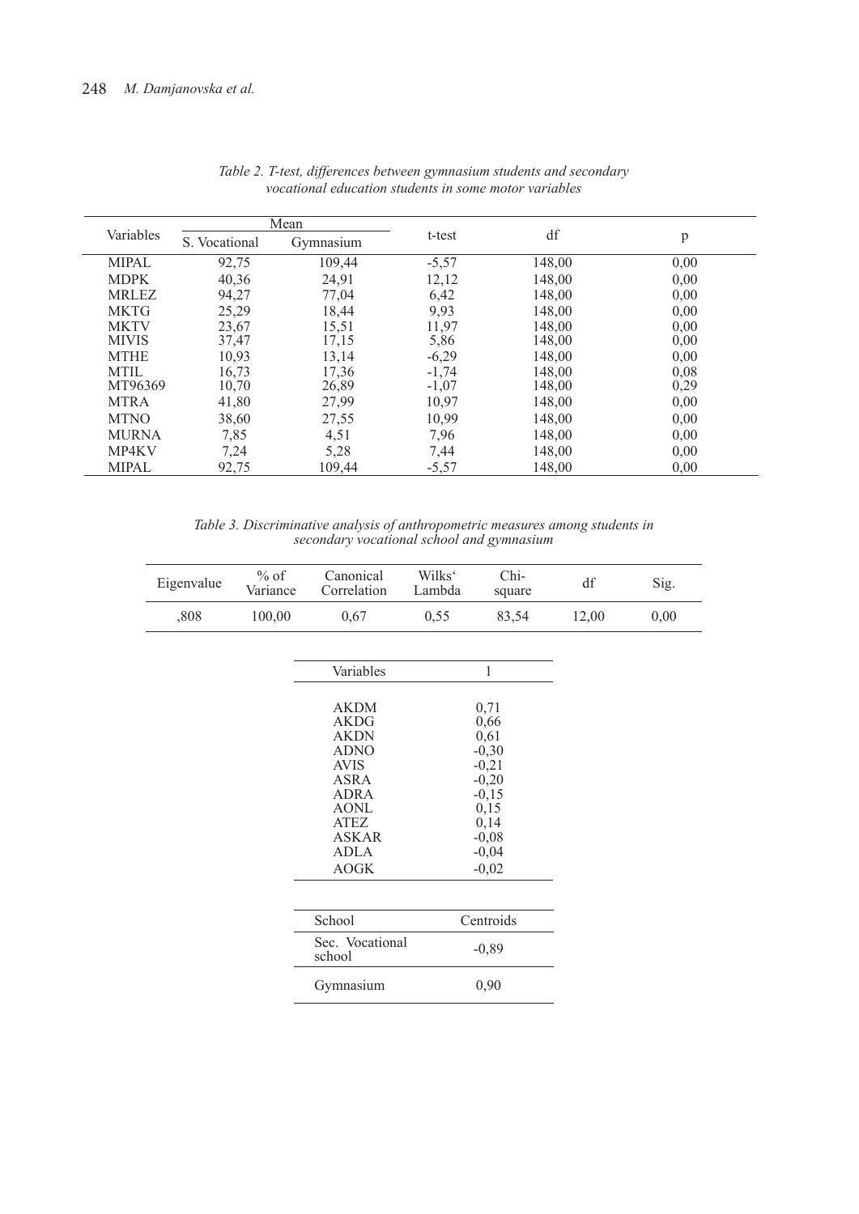*Table 2. T-test, differences between gymnasium students and secondary vocational education students in some motor variables*

| Variables | Mean | | t-test | df | p |
|---|---|---|---|---|---|
| | S. Vocational | Gymnasium | | | |
| MIPAL | 92,75 | 109,44 | -5,57 | 148,00 | 0,00 |
| MDPK | 40,36 | 24,91 | 12,12 | 148,00 | 0,00 |
| MRLEZ | 94,27 | 77,04 | 6,42 | 148,00 | 0,00 |
| MKTG | 25,29 | 18,44 | 9,93 | 148,00 | 0,00 |
| MKTV | 23,67 | 15,51 | 11,97 | 148,00 | 0,00 |
| MIVIS | 37,47 | 17,15 | 5,86 | 148,00 | 0,00 |
| MTHE | 10,93 | 13,14 | -6,29 | 148,00 | 0,00 |
| MTIL | 16,73 | 17,36 | -1,74 | 148,00 | 0,08 |
| MT96369 | 10,70 | 26,89 | -1,07 | 148,00 | 0,29 |
| MTRA | 41,80 | 27,99 | 10,97 | 148,00 | 0,00 |
| MTNO | 38,60 | 27,55 | 10,99 | 148,00 | 0,00 |
| MURNA | 7,85 | 4,51 | 7,96 | 148,00 | 0,00 |
| MP4KV | 7,24 | 5,28 | 7,44 | 148,00 | 0,00 |
| MIPAL | 92,75 | 109,44 | -5,57 | 148,00 | 0,00 |

*Table 3. Discriminative analysis of anthropometric measures among students in secondary vocational school and gymnasium*

| Eigenvalue | % of Variance | Canonical Correlation | Wilks' Lambda | Chi-square | df | Sig. |
|---|---|---|---|---|---|---|
| ,808 | 100,00 | 0,67 | 0,55 | 83,54 | 12,00 | 0,00 |

| Variables | 1 |
|---|---|
| AKDM | 0,71 |
| AKDG | 0,66 |
| AKDN | 0,61 |
| ADNO | -0,30 |
| AVIS | -0,21 |
| ASRA | -0,20 |
| ADRA | -0,15 |
| AONL | 0,15 |
| ATEZ | 0,14 |
| ASKAR | -0,08 |
| ADLA | -0,04 |
| AOGK | -0,02 |

| School | Centroids |
|---|---|
| Sec. Vocational school | -0,89 |
| Gymnasium | 0,90 |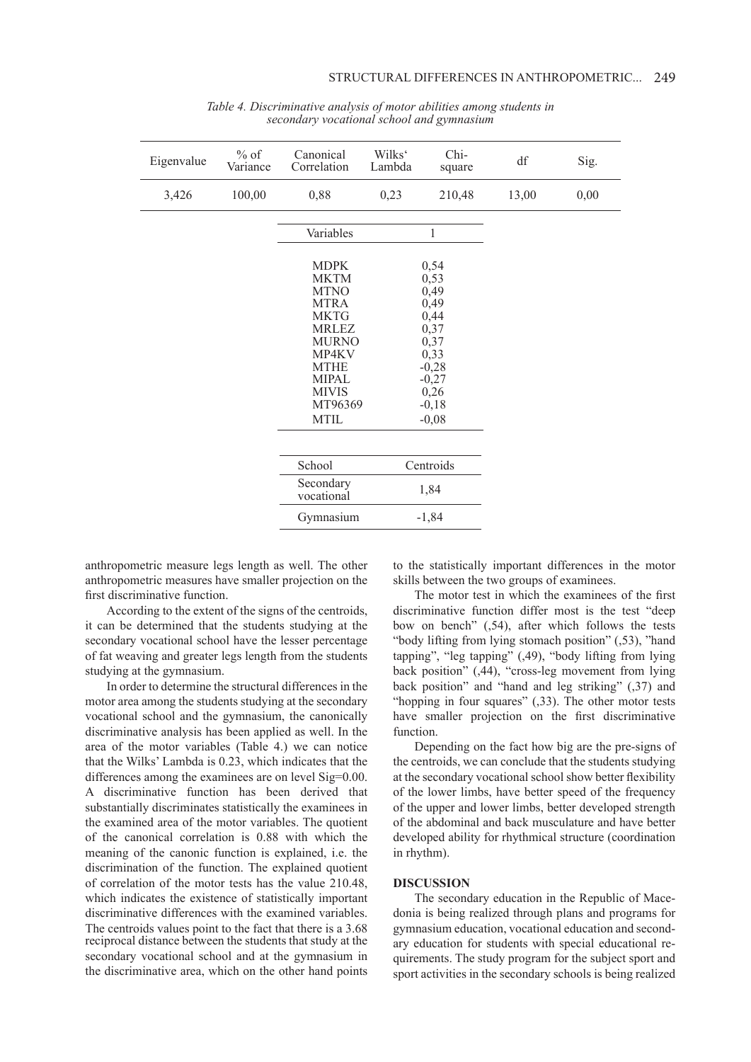*Table 4. Discriminative analysis of motor abilities among students in secondary vocational school and gymnasium*

| Eigenvalue | % of Variance | Canonical Correlation | Wilks' Lambda | Chi-square | df | Sig. |
|---|---|---|---|---|---|---|
| 3,426 | 100,00 | 0,88 | 0,23 | 210,48 | 13,00 | 0,00 |

| Variables | 1 |
|---|---|
| MDPK | 0,54 |
| MKTM | 0,53 |
| MTNO | 0,49 |
| MTRA | 0,49 |
| MKTG | 0,44 |
| MRLEZ | 0,37 |
| MURNO | 0,37 |
| MP4KV | 0,33 |
| MTHE | -0,28 |
| MIPAL | -0,27 |
| MIVIS | 0,26 |
| MT96369 | -0,18 |
| MTIL | -0,08 |

| School | Centroids |
|---|---|
| Secondary vocational | 1,84 |
| Gymnasium | -1,84 |

anthropometric measure legs length as well. The other anthropometric measures have smaller projection on the first discriminative function.

According to the extent of the signs of the centroids, it can be determined that the students studying at the secondary vocational school have the lesser percentage of fat weaving and greater legs length from the students studying at the gymnasium.

In order to determine the structural differences in the motor area among the students studying at the secondary vocational school and the gymnasium, the canonically discriminative analysis has been applied as well. In the area of the motor variables (Table 4.) we can notice that the Wilks' Lambda is 0.23, which indicates that the differences among the examinees are on level Sig=0.00. A discriminative function has been derived that substantially discriminates statistically the examinees in the examined area of the motor variables. The quotient of the canonical correlation is 0.88 with which the meaning of the canonic function is explained, i.e. the discrimination of the function. The explained quotient of correlation of the motor tests has the value 210.48, which indicates the existence of statistically important discriminative differences with the examined variables. The centroids values point to the fact that there is a 3.68 reciprocal distance between the students that study at the secondary vocational school and at the gymnasium in the discriminative area, which on the other hand points to the statistically important differences in the motor skills between the two groups of examinees.

The motor test in which the examinees of the first discriminative function differ most is the test "deep bow on bench" (,54), after which follows the tests "body lifting from lying stomach position" (,53), "hand tapping", "leg tapping" (,49), "body lifting from lying back position" (,44), "cross-leg movement from lying back position" and "hand and leg striking" (,37) and "hopping in four squares" (,33). The other motor tests have smaller projection on the first discriminative function.

Depending on the fact how big are the pre-signs of the centroids, we can conclude that the students studying at the secondary vocational school show better flexibility of the lower limbs, have better speed of the frequency of the upper and lower limbs, better developed strength of the abdominal and back musculature and have better developed ability for rhythmical structure (coordination in rhythm).

**DISCUSSION**

The secondary education in the Republic of Macedonia is being realized through plans and programs for gymnasium education, vocational education and secondary education for students with special educational requirements. The study program for the subject sport and sport activities in the secondary schools is being realized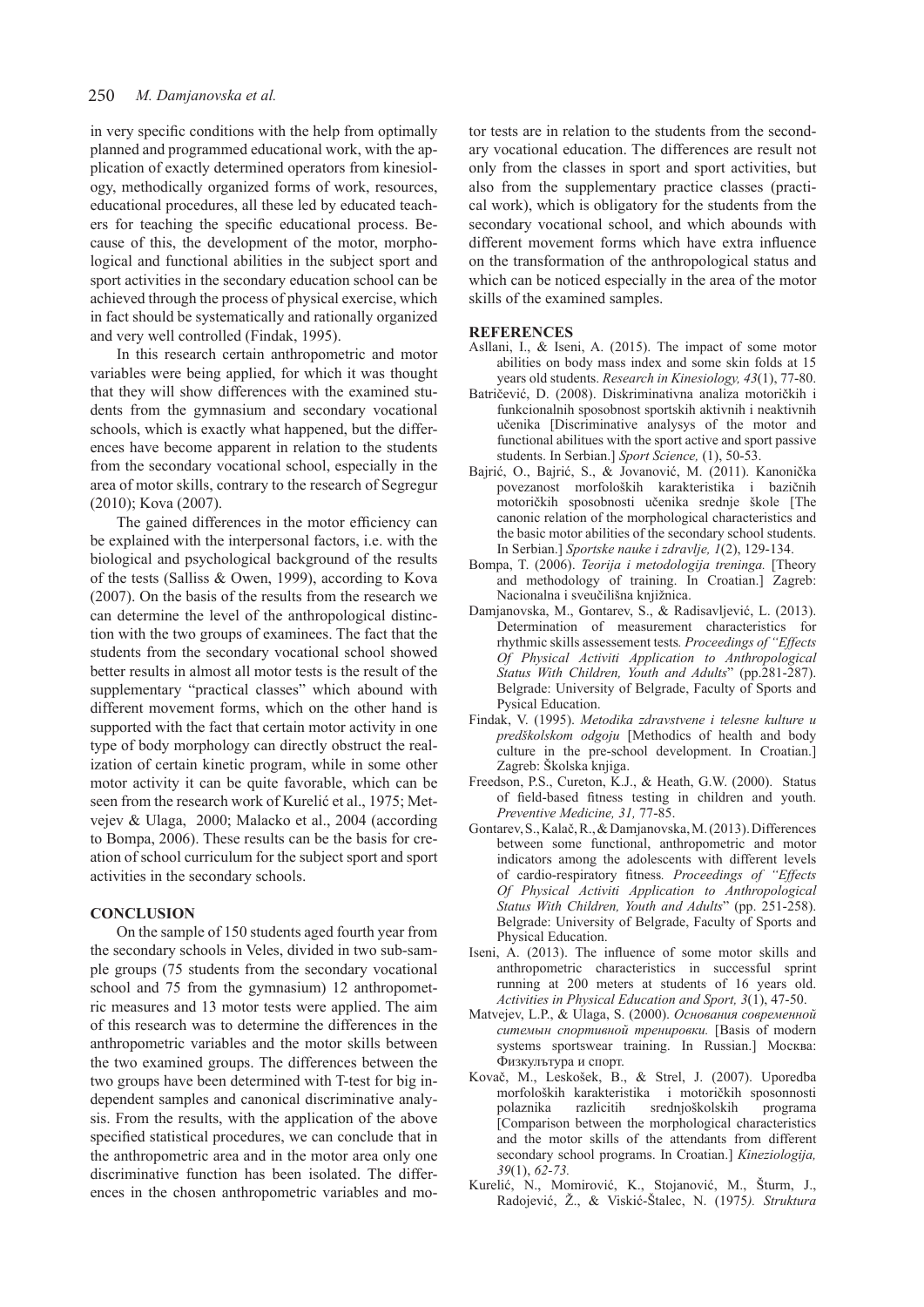in very specific conditions with the help from optimally planned and programmed educational work, with the application of exactly determined operators from kinesiology, methodically organized forms of work, resources, educational procedures, all these led by educated teachers for teaching the specific educational process. Because of this, the development of the motor, morphological and functional abilities in the subject sport and sport activities in the secondary education school can be achieved through the process of physical exercise, which in fact should be systematically and rationally organized and very well controlled (Findak, 1995).

In this research certain anthropometric and motor variables were being applied, for which it was thought that they will show differences with the examined students from the gymnasium and secondary vocational schools, which is exactly what happened, but the differences have become apparent in relation to the students from the secondary vocational school, especially in the area of motor skills, contrary to the research of Segregur (2010); Kova (2007).

The gained differences in the motor efficiency can be explained with the interpersonal factors, i.e. with the biological and psychological background of the results of the tests (Salliss & Owen, 1999), according to Kova (2007). On the basis of the results from the research we can determine the level of the anthropological distinction with the two groups of examinees. The fact that the students from the secondary vocational school showed better results in almost all motor tests is the result of the supplementary "practical classes" which abound with different movement forms, which on the other hand is supported with the fact that certain motor activity in one type of body morphology can directly obstruct the realization of certain kinetic program, while in some other motor activity it can be quite favorable, which can be seen from the research work of Kurelić et al., 1975; Metvejev & Ulaga, 2000; Malacko et al., 2004 (according to Bompa, 2006). These results can be the basis for creation of school curriculum for the subject sport and sport activities in the secondary schools.

## CONCLUSION

On the sample of 150 students aged fourth year from the secondary schools in Veles, divided in two sub-sample groups (75 students from the secondary vocational school and 75 from the gymnasium) 12 anthropometric measures and 13 motor tests were applied. The aim of this research was to determine the differences in the anthropometric variables and the motor skills between the two examined groups. The differences between the two groups have been determined with T-test for big independent samples and canonical discriminative analysis. From the results, with the application of the above specified statistical procedures, we can conclude that in the anthropometric area and in the motor area only one discriminative function has been isolated. The differences in the chosen anthropometric variables and motor tests are in relation to the students from the secondary vocational education. The differences are result not only from the classes in sport and sport activities, but also from the supplementary practice classes (practical work), which is obligatory for the students from the secondary vocational school, and which abounds with different movement forms which have extra influence on the transformation of the anthropological status and which can be noticed especially in the area of the motor skills of the examined samples.

## REFERENCES

Asllani, I., & Iseni, A. (2015). The impact of some motor abilities on body mass index and some skin folds at 15 years old students. *Research in Kinesiology, 43*(1), 77-80.

Batričević, D. (2008). Diskriminativna analiza motoričkih i funkcionalnih sposobnost sportskih aktivnih i neaktivnih učenika [Discriminative analysys of the motor and functional abilitues with the sport active and sport passive students. In Serbian.] *Sport Science,* (1), 50-53.

Bajrić, O., Bajrić, S., & Jovanović, M. (2011). Kanonička povezanost morfoloških karakteristika i baziĉnih motoričkih sposobnosti učenika srednje škole [The canonic relation of the morphological characteristics and the basic motor abilities of the secondary school students. In Serbian.] *Sportske nauke i zdravlje, 1*(2), 129-134.

Bompa, T. (2006). *Teorija i metodologija treninga.* [Theory and methodology of training. In Croatian.] Zagreb: Nacionalna i sveučilišna knjižnica.

Damjanovska, M., Gontarev, S., & Radisavljević, L. (2013). Determination of measurement characteristics for rhythmic skills assessement tests*. Proceedings of "Effects Of Physical Activiti Application to Anthropological Status With Children, Youth and Adults*" (pp.281-287). Belgrade: University of Belgrade, Faculty of Sports and Pysical Education.

Findak, V. (1995). *Metodika zdravstvene i telesne kulture u predškolskom odgoju* [Methodics of health and body culture in the pre-school development. In Croatian.] Zagreb: Školska knjiga.

Freedson, P.S., Cureton, K.J., & Heath, G.W. (2000). Status of field-based fitness testing in children and youth. *Preventive Medicine, 31,* 77-85.

Gontarev, S., Kalač, R., & Damjanovska, M. (2013). Differences between some functional, anthropometric and motor indicators among the adolescents with different levels of cardio-respiratory fitness*. Proceedings of "Effects Of Physical Activiti Application to Anthropological Status With Children, Youth and Adults*" (pp. 251-258). Belgrade: University of Belgrade, Faculty of Sports and Physical Education.

Iseni, A. (2013). The influence of some motor skills and anthropometric characteristics in successful sprint running at 200 meters at students of 16 years old. *Activities in Physical Education and Sport, 3*(1), 47-50.

Matvejev, L.P., & Ulaga, S. (2000). *Основания современной ситемын спортивной тренировки.* [Basis of modern systems sportswear training. In Russian.] Москва: Физкулътура и спорт.

Kovač, M., Leskošek, B., & Strel, J. (2007). Uporedba morfoloških karakteristika i motoričkih sposonnosti polaznika razlicitih srednjoškolskih programa [Comparison between the morphological characteristics and the motor skills of the attendants from different secondary school programs. In Croatian.] *Kineziologija, 39*(1), *62-73.*

Kurelić, N., Momirović, K., Stojanović, M., Šturm, J., Radojević, Ž., & Viskić-Štalec, N. (1975*). Struktura*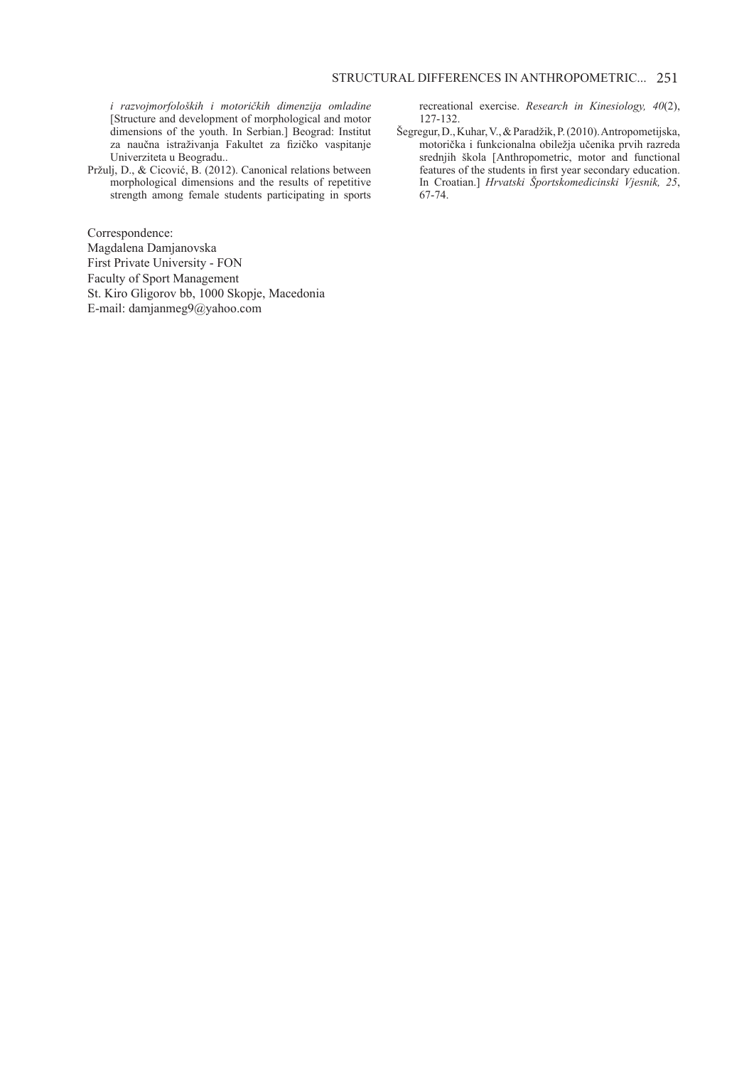*i razvojmorfoloških i motoričkih dimenzija omladine* [Structure and development of morphological and motor dimensions of the youth. In Serbian.] Beograd: Institut za naučna istraživanja Fakultet za fizičko vaspitanje Univerziteta u Beogradu..

Pržulj, D., & Cicović, B. (2012). Canonical relations between morphological dimensions and the results of repetitive strength among female students participating in sports recreational exercise. *Research in Kinesiology, 40*(2), 127-132.

Šegregur, D., Kuhar, V., & Paradžik, P. (2010). Antropometijska, motorička i funkcionalna obilježja učenika prvih razreda srednjih škola [Anthropometric, motor and functional features of the students in first year secondary education. In Croatian.] *Hrvatski Športskomedicinski Vjesnik, 25*, 67-74.

Correspondence:
Magdalena Damjanovska
First Private University - FON
Faculty of Sport Management
St. Kiro Gligorov bb, 1000 Skopje, Macedonia
E-mail: damjanmeg9@yahoo.com